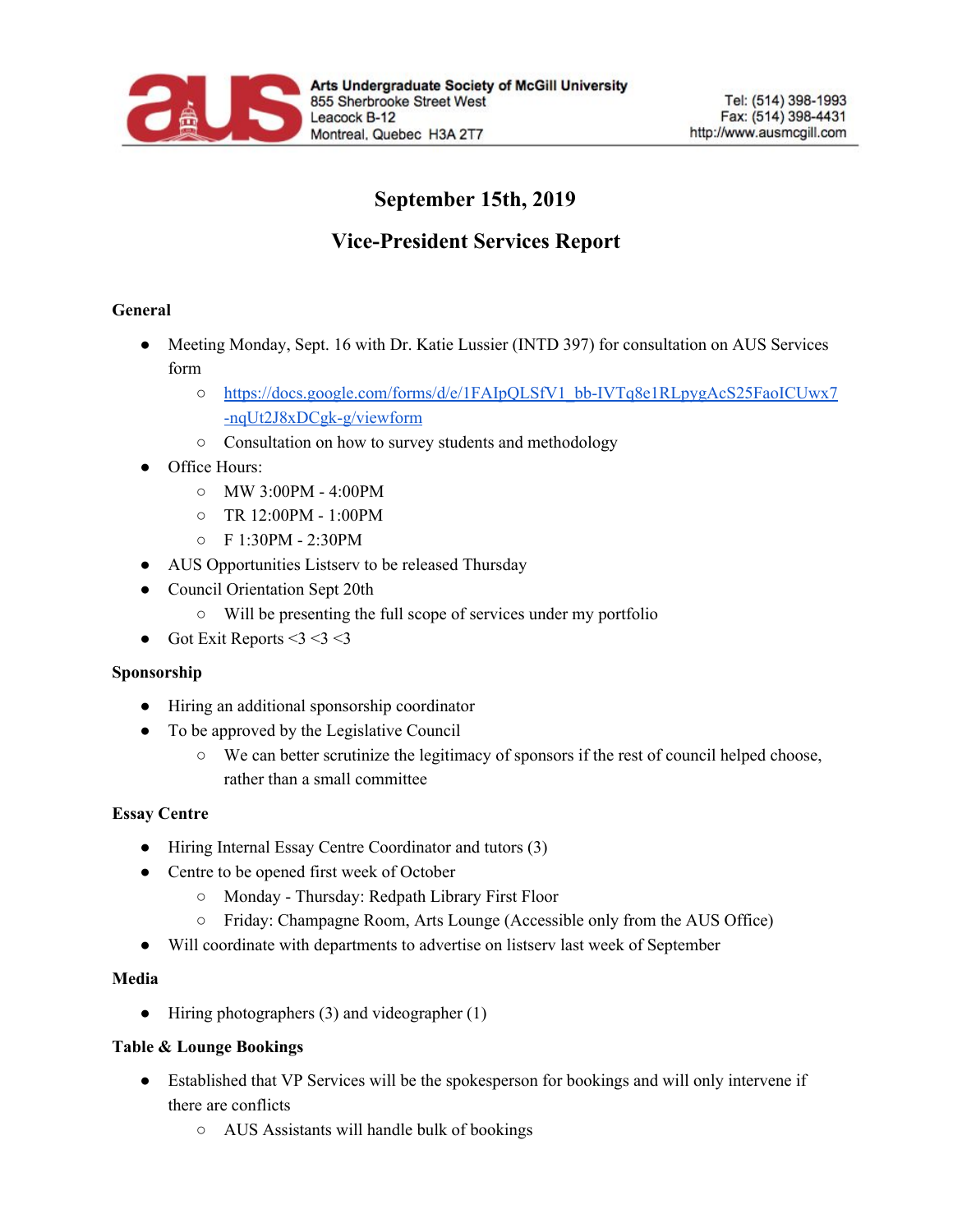Arts Undergraduate Society of McGill University
855 Sherbrooke Street West
Leacock B-12
Montreal, Quebec H3A 2T7

Tel: (514) 398-1993
Fax: (514) 398-4431
http://www.ausmcgill.com

# September 15th, 2019

# Vice-President Services Report

**General**

- Meeting Monday, Sept. 16 with Dr. Katie Lussier (INTD 397) for consultation on AUS Services form
  - https://docs.google.com/forms/d/e/1FAIpQLSfV1_bb-IVTq8e1RLpygAcS25FaoICUwx7-nqUt2J8xDCgk-g/viewform
  - Consultation on how to survey students and methodology
- Office Hours:
  - MW 3:00PM - 4:00PM
  - TR 12:00PM - 1:00PM
  - F 1:30PM - 2:30PM
- AUS Opportunities Listserv to be released Thursday
- Council Orientation Sept 20th
  - Will be presenting the full scope of services under my portfolio
- Got Exit Reports <3 <3 <3

**Sponsorship**

- Hiring an additional sponsorship coordinator
- To be approved by the Legislative Council
  - We can better scrutinize the legitimacy of sponsors if the rest of council helped choose, rather than a small committee

**Essay Centre**

- Hiring Internal Essay Centre Coordinator and tutors (3)
- Centre to be opened first week of October
  - Monday - Thursday: Redpath Library First Floor
  - Friday: Champagne Room, Arts Lounge (Accessible only from the AUS Office)
- Will coordinate with departments to advertise on listserv last week of September

**Media**

- Hiring photographers (3) and videographer (1)

**Table & Lounge Bookings**

- Established that VP Services will be the spokesperson for bookings and will only intervene if there are conflicts
  - AUS Assistants will handle bulk of bookings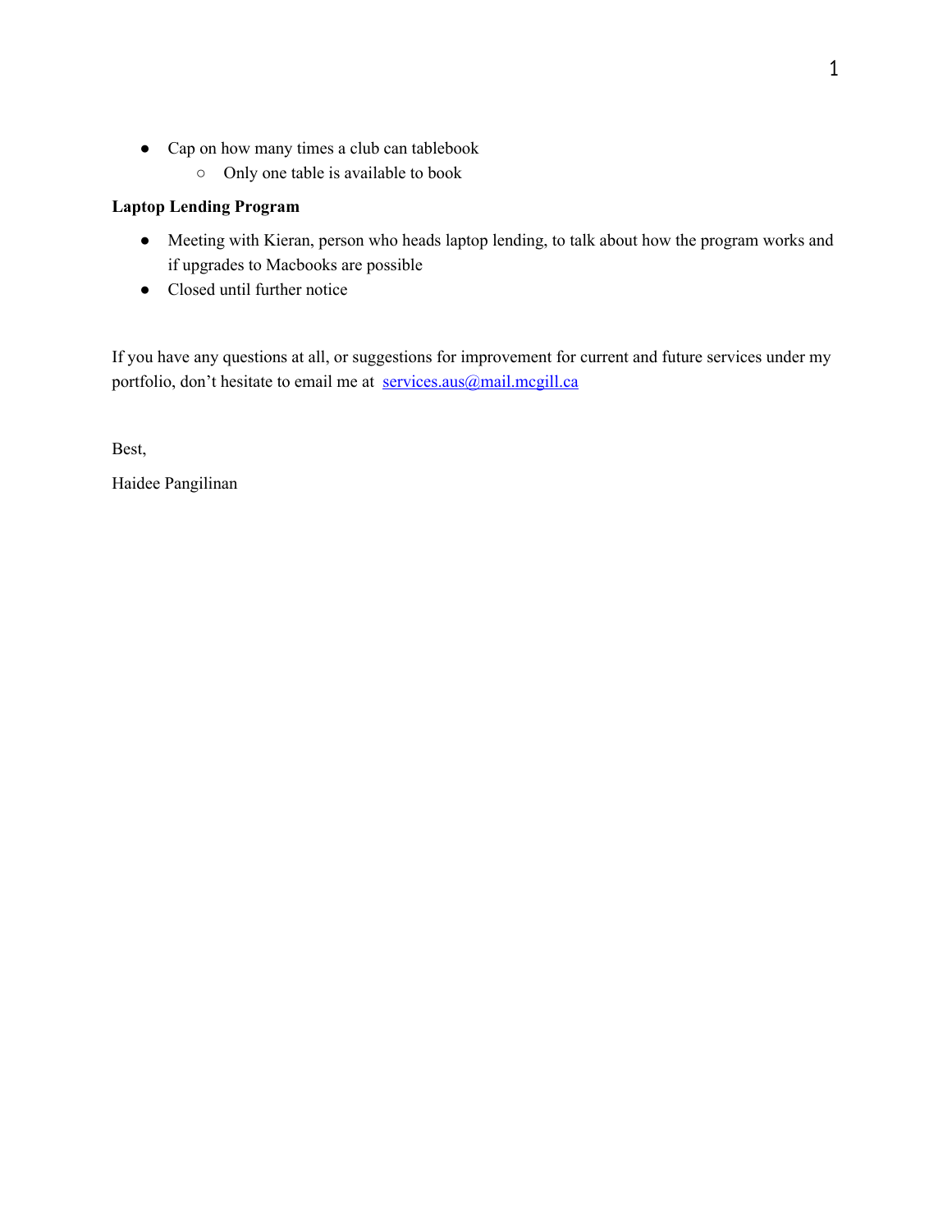- Cap on how many times a club can tablebook
    - Only one table is available to book

**Laptop Lending Program**

- Meeting with Kieran, person who heads laptop lending, to talk about how the program works and if upgrades to Macbooks are possible
- Closed until further notice

If you have any questions at all, or suggestions for improvement for current and future services under my portfolio, don't hesitate to email me at [services.aus@mail.mcgill.ca](mailto:services.aus@mail.mcgill.ca)

Best,

Haidee Pangilinan